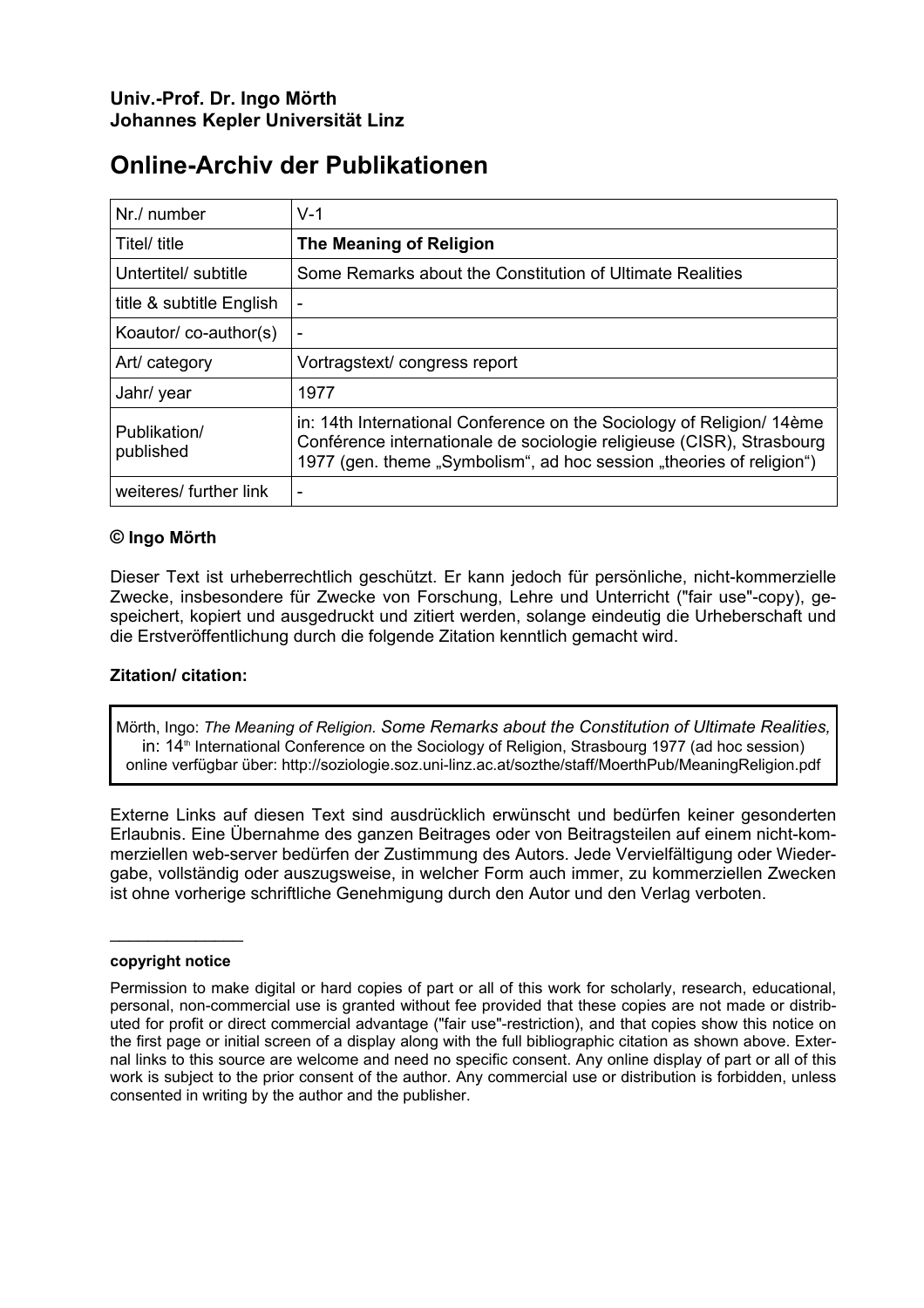**Univ.-Prof. Dr. Ingo Mörth**
**Johannes Kepler Universität Linz**

# Online-Archiv der Publikationen

| Nr./ number | V-1 |
|---|---|
| Titel/ title | **The Meaning of Religion** |
| Untertitel/ subtitle | Some Remarks about the Constitution of Ultimate Realities |
| title & subtitle English | - |
| Koautor/ co-author(s) | - |
| Art/ category | Vortragstext/ congress report |
| Jahr/ year | 1977 |
| Publikation/ published | in: 14th International Conference on the Sociology of Religion/ 14ème Conférence internationale de sociologie religieuse (CISR), Strasbourg 1977 (gen. theme „Symbolism", ad hoc session „theories of religion") |
| weiteres/ further link | - |

**© Ingo Mörth**

Dieser Text ist urheberrechtlich geschützt. Er kann jedoch für persönliche, nicht-kommerzielle Zwecke, insbesondere für Zwecke von Forschung, Lehre und Unterricht ("fair use"-copy), gespeichert, kopiert und ausgedruckt und zitiert werden, solange eindeutig die Urheberschaft und die Erstveröffentlichung durch die folgende Zitation kenntlich gemacht wird.

**Zitation/ citation:**

> Mörth, Ingo: *The Meaning of Religion. Some Remarks about the Constitution of Ultimate Realities,* in: 14th International Conference on the Sociology of Religion, Strasbourg 1977 (ad hoc session) online verfügbar über: http://soziologie.soz.uni-linz.ac.at/sozthe/staff/MoerthPub/MeaningReligion.pdf

Externe Links auf diesen Text sind ausdrücklich erwünscht und bedürfen keiner gesonderten Erlaubnis. Eine Übernahme des ganzen Beitrages oder von Beitragsteilen auf einem nicht-kommerziellen web-server bedürfen der Zustimmung des Autors. Jede Vervielfältigung oder Wiedergabe, vollständig oder auszugsweise, in welcher Form auch immer, zu kommerziellen Zwecken ist ohne vorherige schriftliche Genehmigung durch den Autor und den Verlag verboten.

---

**copyright notice**

Permission to make digital or hard copies of part or all of this work for scholarly, research, educational, personal, non-commercial use is granted without fee provided that these copies are not made or distributed for profit or direct commercial advantage ("fair use"-restriction), and that copies show this notice on the first page or initial screen of a display along with the full bibliographic citation as shown above. External links to this source are welcome and need no specific consent. Any online display of part or all of this work is subject to the prior consent of the author. Any commercial use or distribution is forbidden, unless consented in writing by the author and the publisher.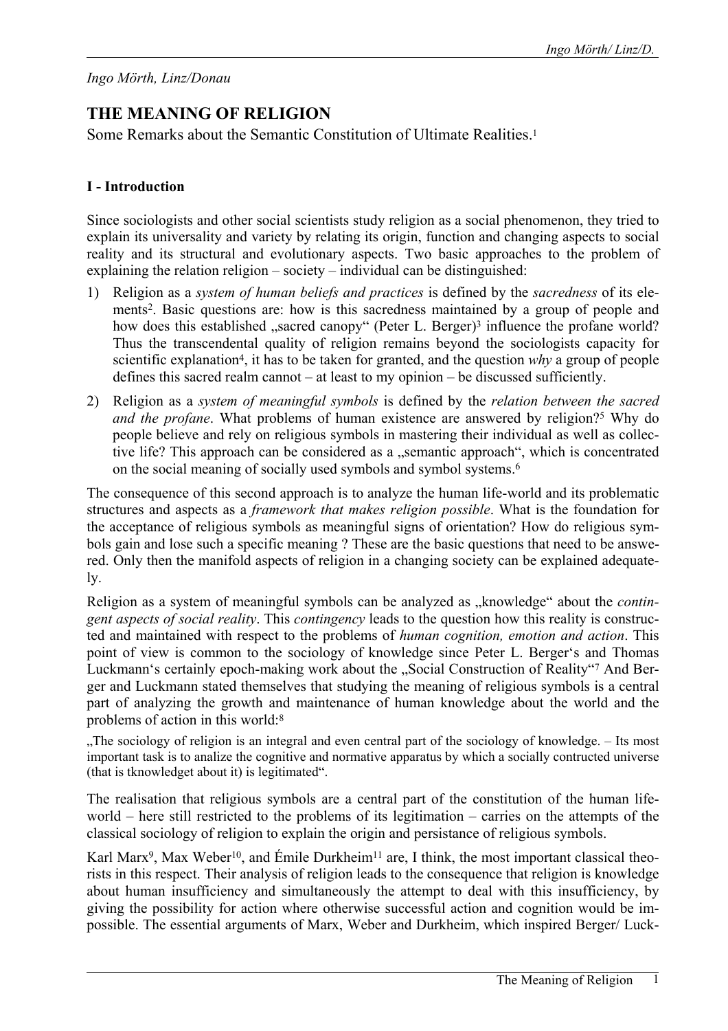*Ingo Mörth, Linz/Donau*

# THE MEANING OF RELIGION

Some Remarks about the Semantic Constitution of Ultimate Realities.[1]

## I - Introduction

Since sociologists and other social scientists study religion as a social phenomenon, they tried to explain its universality and variety by relating its origin, function and changing aspects to social reality and its structural and evolutionary aspects. Two basic approaches to the problem of explaining the relation religion – society – individual can be distinguished:

1) Religion as a *system of human beliefs and practices* is defined by the *sacredness* of its elements[2]. Basic questions are: how is this sacredness maintained by a group of people and how does this established „sacred canopy" (Peter L. Berger)[3] influence the profane world? Thus the transcendental quality of religion remains beyond the sociologists capacity for scientific explanation[4], it has to be taken for granted, and the question *why* a group of people defines this sacred realm cannot – at least to my opinion – be discussed sufficiently.

2) Religion as a *system of meaningful symbols* is defined by the *relation between the sacred and the profane*. What problems of human existence are answered by religion?[5] Why do people believe and rely on religious symbols in mastering their individual as well as collective life? This approach can be considered as a „semantic approach", which is concentrated on the social meaning of socially used symbols and symbol systems.[6]

The consequence of this second approach is to analyze the human life-world and its problematic structures and aspects as a *framework that makes religion possible*. What is the foundation for the acceptance of religious symbols as meaningful signs of orientation? How do religious symbols gain and lose such a specific meaning ? These are the basic questions that need to be answered. Only then the manifold aspects of religion in a changing society can be explained adequately.

Religion as a system of meaningful symbols can be analyzed as „knowledge" about the *contingent aspects of social reality*. This *contingency* leads to the question how this reality is constructed and maintained with respect to the problems of *human cognition, emotion and action*. This point of view is common to the sociology of knowledge since Peter L. Berger's and Thomas Luckmann's certainly epoch-making work about the „Social Construction of Reality"[7] And Berger and Luckmann stated themselves that studying the meaning of religious symbols is a central part of analyzing the growth and maintenance of human knowledge about the world and the problems of action in this world:[8]

„The sociology of religion is an integral and even central part of the sociology of knowledge. – Its most important task is to analize the cognitive and normative apparatus by which a socially contructed universe (that is tknowledget about it) is legitimated".

The realisation that religious symbols are a central part of the constitution of the human life-world – here still restricted to the problems of its legitimation – carries on the attempts of the classical sociology of religion to explain the origin and persistance of religious symbols.

Karl Marx[9], Max Weber[10], and Émile Durkheim[11] are, I think, the most important classical theorists in this respect. Their analysis of religion leads to the consequence that religion is knowledge about human insufficiency and simultaneously the attempt to deal with this insufficiency, by giving the possibility for action where otherwise successful action and cognition would be impossible. The essential arguments of Marx, Weber and Durkheim, which inspired Berger/ Luck-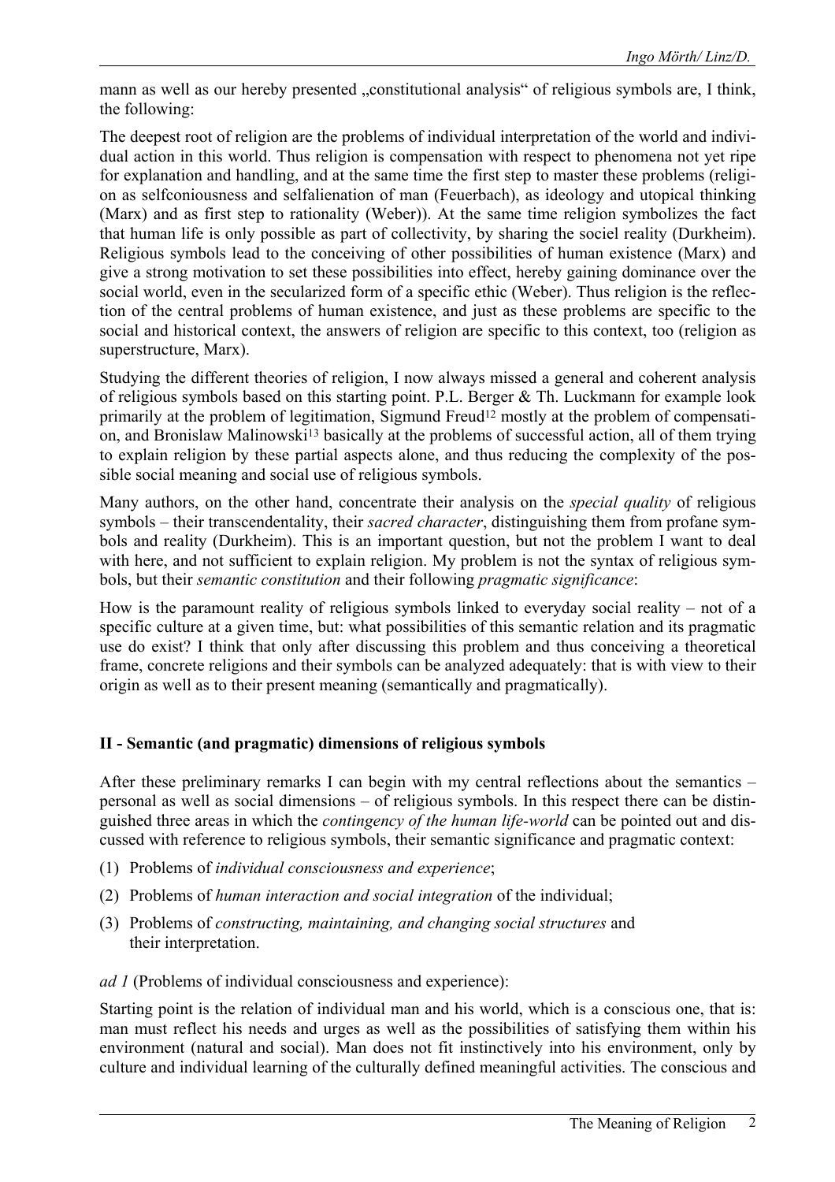mann as well as our hereby presented „constitutional analysis" of religious symbols are, I think, the following:

The deepest root of religion are the problems of individual interpretation of the world and individual action in this world. Thus religion is compensation with respect to phenomena not yet ripe for explanation and handling, and at the same time the first step to master these problems (religion as selfconiousness and selfalienation of man (Feuerbach), as ideology and utopical thinking (Marx) and as first step to rationality (Weber)). At the same time religion symbolizes the fact that human life is only possible as part of collectivity, by sharing the sociel reality (Durkheim). Religious symbols lead to the conceiving of other possibilities of human existence (Marx) and give a strong motivation to set these possibilities into effect, hereby gaining dominance over the social world, even in the secularized form of a specific ethic (Weber). Thus religion is the reflection of the central problems of human existence, and just as these problems are specific to the social and historical context, the answers of religion are specific to this context, too (religion as superstructure, Marx).

Studying the different theories of religion, I now always missed a general and coherent analysis of religious symbols based on this starting point. P.L. Berger & Th. Luckmann for example look primarily at the problem of legitimation, Sigmund Freud[12] mostly at the problem of compensation, and Bronislaw Malinowski[13] basically at the problems of successful action, all of them trying to explain religion by these partial aspects alone, and thus reducing the complexity of the possible social meaning and social use of religious symbols.

Many authors, on the other hand, concentrate their analysis on the *special quality* of religious symbols – their transcendentality, their *sacred character*, distinguishing them from profane symbols and reality (Durkheim). This is an important question, but not the problem I want to deal with here, and not sufficient to explain religion. My problem is not the syntax of religious symbols, but their *semantic constitution* and their following *pragmatic significance*:

How is the paramount reality of religious symbols linked to everyday social reality – not of a specific culture at a given time, but: what possibilities of this semantic relation and its pragmatic use do exist? I think that only after discussing this problem and thus conceiving a theoretical frame, concrete religions and their symbols can be analyzed adequately: that is with view to their origin as well as to their present meaning (semantically and pragmatically).

## II - Semantic (and pragmatic) dimensions of religious symbols

After these preliminary remarks I can begin with my central reflections about the semantics – personal as well as social dimensions – of religious symbols. In this respect there can be distinguished three areas in which the *contingency of the human life-world* can be pointed out and discussed with reference to religious symbols, their semantic significance and pragmatic context:

(1) Problems of *individual consciousness and experience*;

(2) Problems of *human interaction and social integration* of the individual;

(3) Problems of *constructing, maintaining, and changing social structures* and their interpretation.

*ad 1* (Problems of individual consciousness and experience):

Starting point is the relation of individual man and his world, which is a conscious one, that is: man must reflect his needs and urges as well as the possibilities of satisfying them within his environment (natural and social). Man does not fit instinctively into his environment, only by culture and individual learning of the culturally defined meaningful activities. The conscious and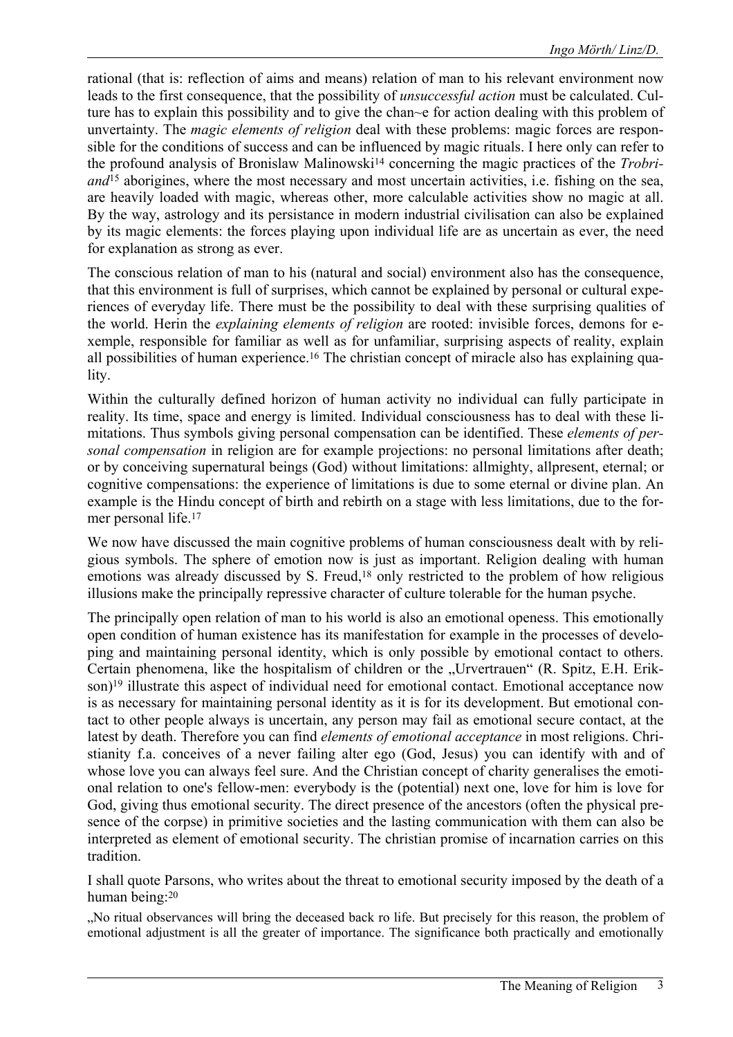rational (that is: reflection of aims and means) relation of man to his relevant environment now leads to the first consequence, that the possibility of *unsuccessful action* must be calculated. Culture has to explain this possibility and to give the chan~e for action dealing with this problem of unvertainty. The *magic elements of religion* deal with these problems: magic forces are responsible for the conditions of success and can be influenced by magic rituals. I here only can refer to the profound analysis of Bronislaw Malinowski[14] concerning the magic practices of the *Trobriand*[15] aborigines, where the most necessary and most uncertain activities, i.e. fishing on the sea, are heavily loaded with magic, whereas other, more calculable activities show no magic at all. By the way, astrology and its persistance in modern industrial civilisation can also be explained by its magic elements: the forces playing upon individual life are as uncertain as ever, the need for explanation as strong as ever.

The conscious relation of man to his (natural and social) environment also has the consequence, that this environment is full of surprises, which cannot be explained by personal or cultural experiences of everyday life. There must be the possibility to deal with these surprising qualities of the world. Herin the *explaining elements of religion* are rooted: invisible forces, demons for exemple, responsible for familiar as well as for unfamiliar, surprising aspects of reality, explain all possibilities of human experience.[16] The christian concept of miracle also has explaining quality.

Within the culturally defined horizon of human activity no individual can fully participate in reality. Its time, space and energy is limited. Individual consciousness has to deal with these limitations. Thus symbols giving personal compensation can be identified. These *elements of personal compensation* in religion are for example projections: no personal limitations after death; or by conceiving supernatural beings (God) without limitations: allmighty, allpresent, eternal; or cognitive compensations: the experience of limitations is due to some eternal or divine plan. An example is the Hindu concept of birth and rebirth on a stage with less limitations, due to the former personal life.[17]

We now have discussed the main cognitive problems of human consciousness dealt with by religious symbols. The sphere of emotion now is just as important. Religion dealing with human emotions was already discussed by S. Freud,[18] only restricted to the problem of how religious illusions make the principally repressive character of culture tolerable for the human psyche.

The principally open relation of man to his world is also an emotional openess. This emotionally open condition of human existence has its manifestation for example in the processes of developing and maintaining personal identity, which is only possible by emotional contact to others. Certain phenomena, like the hospitalism of children or the „Urvertrauen" (R. Spitz, E.H. Erikson)[19] illustrate this aspect of individual need for emotional contact. Emotional acceptance now is as necessary for maintaining personal identity as it is for its development. But emotional contact to other people always is uncertain, any person may fail as emotional secure contact, at the latest by death. Therefore you can find *elements of emotional acceptance* in most religions. Christianity f.a. conceives of a never failing alter ego (God, Jesus) you can identify with and of whose love you can always feel sure. And the Christian concept of charity generalises the emotional relation to one's fellow-men: everybody is the (potential) next one, love for him is love for God, giving thus emotional security. The direct presence of the ancestors (often the physical presence of the corpse) in primitive societies and the lasting communication with them can also be interpreted as element of emotional security. The christian promise of incarnation carries on this tradition.

I shall quote Parsons, who writes about the threat to emotional security imposed by the death of a human being:[20]

„No ritual observances will bring the deceased back ro life. But precisely for this reason, the problem of emotional adjustment is all the greater of importance. The significance both practically and emotionally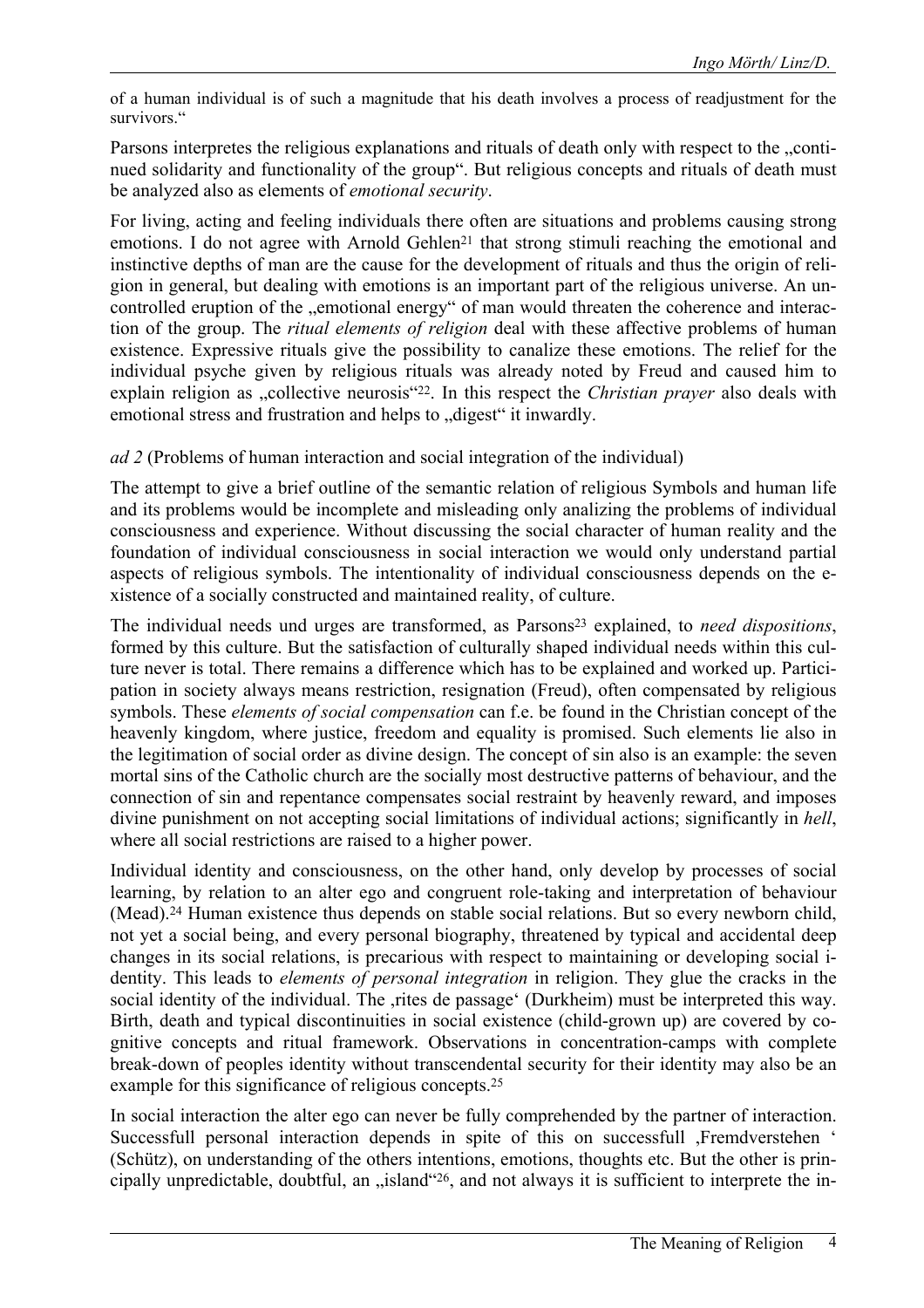of a human individual is of such a magnitude that his death involves a process of readjustment for the survivors."

Parsons interpretes the religious explanations and rituals of death only with respect to the „continued solidarity and functionality of the group". But religious concepts and rituals of death must be analyzed also as elements of *emotional security*.

For living, acting and feeling individuals there often are situations and problems causing strong emotions. I do not agree with Arnold Gehlen[21] that strong stimuli reaching the emotional and instinctive depths of man are the cause for the development of rituals and thus the origin of religion in general, but dealing with emotions is an important part of the religious universe. An uncontrolled eruption of the „emotional energy" of man would threaten the coherence and interaction of the group. The *ritual elements of religion* deal with these affective problems of human existence. Expressive rituals give the possibility to canalize these emotions. The relief for the individual psyche given by religious rituals was already noted by Freud and caused him to explain religion as „collective neurosis"[22]. In this respect the *Christian prayer* also deals with emotional stress and frustration and helps to „digest" it inwardly.

*ad 2* (Problems of human interaction and social integration of the individual)

The attempt to give a brief outline of the semantic relation of religious Symbols and human life and its problems would be incomplete and misleading only analizing the problems of individual consciousness and experience. Without discussing the social character of human reality and the foundation of individual consciousness in social interaction we would only understand partial aspects of religious symbols. The intentionality of individual consciousness depends on the existence of a socially constructed and maintained reality, of culture.

The individual needs und urges are transformed, as Parsons[23] explained, to *need dispositions*, formed by this culture. But the satisfaction of culturally shaped individual needs within this culture never is total. There remains a difference which has to be explained and worked up. Participation in society always means restriction, resignation (Freud), often compensated by religious symbols. These *elements of social compensation* can f.e. be found in the Christian concept of the heavenly kingdom, where justice, freedom and equality is promised. Such elements lie also in the legitimation of social order as divine design. The concept of sin also is an example: the seven mortal sins of the Catholic church are the socially most destructive patterns of behaviour, and the connection of sin and repentance compensates social restraint by heavenly reward, and imposes divine punishment on not accepting social limitations of individual actions; significantly in *hell*, where all social restrictions are raised to a higher power.

Individual identity and consciousness, on the other hand, only develop by processes of social learning, by relation to an alter ego and congruent role-taking and interpretation of behaviour (Mead).[24] Human existence thus depends on stable social relations. But so every newborn child, not yet a social being, and every personal biography, threatened by typical and accidental deep changes in its social relations, is precarious with respect to maintaining or developing social identity. This leads to *elements of personal integration* in religion. They glue the cracks in the social identity of the individual. The ‚rites de passage' (Durkheim) must be interpreted this way. Birth, death and typical discontinuities in social existence (child-grown up) are covered by cognitive concepts and ritual framework. Observations in concentration-camps with complete break-down of peoples identity without transcendental security for their identity may also be an example for this significance of religious concepts.[25]

In social interaction the alter ego can never be fully comprehended by the partner of interaction. Successfull personal interaction depends in spite of this on successfull ‚Fremdverstehen ' (Schütz), on understanding of the others intentions, emotions, thoughts etc. But the other is principally unpredictable, doubtful, an „island"[26], and not always it is sufficient to interprete the in-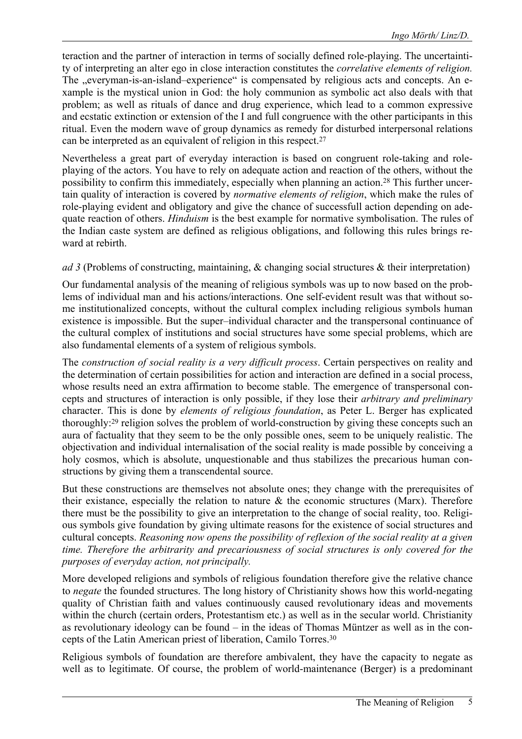teraction and the partner of interaction in terms of socially defined role-playing. The uncertainty of interpreting an alter ego in close interaction constitutes the *correlative elements of religion.* The „everyman-is-an-island–experience" is compensated by religious acts and concepts. An example is the mystical union in God: the holy communion as symbolic act also deals with that problem; as well as rituals of dance and drug experience, which lead to a common expressive and ecstatic extinction or extension of the I and full congruence with the other participants in this ritual. Even the modern wave of group dynamics as remedy for disturbed interpersonal relations can be interpreted as an equivalent of religion in this respect.[27]

Nevertheless a great part of everyday interaction is based on congruent role-taking and role-playing of the actors. You have to rely on adequate action and reaction of the others, without the possibility to confirm this immediately, especially when planning an action.[28] This further uncertain quality of interaction is covered by *normative elements of religion*, which make the rules of role-playing evident and obligatory and give the chance of successfull action depending on adequate reaction of others. *Hinduism* is the best example for normative symbolisation. The rules of the Indian caste system are defined as religious obligations, and following this rules brings reward at rebirth.

*ad 3* (Problems of constructing, maintaining, & changing social structures & their interpretation)

Our fundamental analysis of the meaning of religious symbols was up to now based on the problems of individual man and his actions/interactions. One self-evident result was that without some institutionalized concepts, without the cultural complex including religious symbols human existence is impossible. But the super–individual character and the transpersonal continuance of the cultural complex of institutions and social structures have some special problems, which are also fundamental elements of a system of religious symbols.

The *construction of social reality is a very difficult process*. Certain perspectives on reality and the determination of certain possibilities for action and interaction are defined in a social process, whose results need an extra affirmation to become stable. The emergence of transpersonal concepts and structures of interaction is only possible, if they lose their *arbitrary and preliminary* character. This is done by *elements of religious foundation*, as Peter L. Berger has explicated thoroughly:[29] religion solves the problem of world-construction by giving these concepts such an aura of factuality that they seem to be the only possible ones, seem to be uniquely realistic. The objectivation and individual internalisation of the social reality is made possible by conceiving a holy cosmos, which is absolute, unquestionable and thus stabilizes the precarious human constructions by giving them a transcendental source.

But these constructions are themselves not absolute ones; they change with the prerequisites of their existance, especially the relation to nature & the economic structures (Marx). Therefore there must be the possibility to give an interpretation to the change of social reality, too. Religious symbols give foundation by giving ultimate reasons for the existence of social structures and cultural concepts. *Reasoning now opens the possibility of reflexion of the social reality at a given time. Therefore the arbitrarity and precariousness of social structures is only covered for the purposes of everyday action, not principally.*

More developed religions and symbols of religious foundation therefore give the relative chance to *negate* the founded structures. The long history of Christianity shows how this world-negating quality of Christian faith and values continuously caused revolutionary ideas and movements within the church (certain orders, Protestantism etc.) as well as in the secular world. Christianity as revolutionary ideology can be found – in the ideas of Thomas Müntzer as well as in the concepts of the Latin American priest of liberation, Camilo Torres.[30]

Religious symbols of foundation are therefore ambivalent, they have the capacity to negate as well as to legitimate. Of course, the problem of world-maintenance (Berger) is a predominant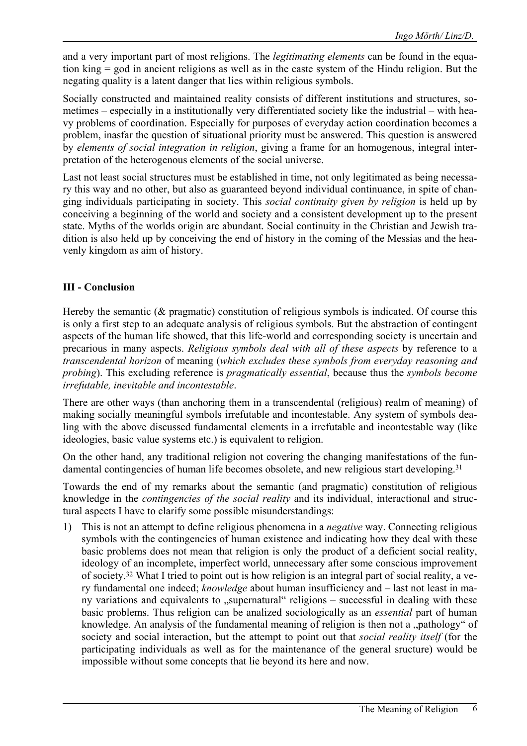and a very important part of most religions. The *legitimating elements* can be found in the equation king = god in ancient religions as well as in the caste system of the Hindu religion. But the negating quality is a latent danger that lies within religious symbols.

Socially constructed and maintained reality consists of different institutions and structures, sometimes – especially in a institutionally very differentiated society like the industrial – with heavy problems of coordination. Especially for purposes of everyday action coordination becomes a problem, inasfar the question of situational priority must be answered. This question is answered by *elements of social integration in religion*, giving a frame for an homogenous, integral interpretation of the heterogenous elements of the social universe.

Last not least social structures must be established in time, not only legitimated as being necessary this way and no other, but also as guaranteed beyond individual continuance, in spite of changing individuals participating in society. This *social continuity given by religion* is held up by conceiving a beginning of the world and society and a consistent development up to the present state. Myths of the worlds origin are abundant. Social continuity in the Christian and Jewish tradition is also held up by conceiving the end of history in the coming of the Messias and the heavenly kingdom as aim of history.

## III - Conclusion

Hereby the semantic (& pragmatic) constitution of religious symbols is indicated. Of course this is only a first step to an adequate analysis of religious symbols. But the abstraction of contingent aspects of the human life showed, that this life-world and corresponding society is uncertain and precarious in many aspects. *Religious symbols deal with all of these aspects* by reference to a *transcendental horizon* of meaning (*which excludes these symbols from everyday reasoning and probing*). This excluding reference is *pragmatically essential*, because thus the *symbols become irrefutable, inevitable and incontestable*.

There are other ways (than anchoring them in a transcendental (religious) realm of meaning) of making socially meaningful symbols irrefutable and incontestable. Any system of symbols dealing with the above discussed fundamental elements in a irrefutable and incontestable way (like ideologies, basic value systems etc.) is equivalent to religion.

On the other hand, any traditional religion not covering the changing manifestations of the fundamental contingencies of human life becomes obsolete, and new religious start developing.[31]

Towards the end of my remarks about the semantic (and pragmatic) constitution of religious knowledge in the *contingencies of the social reality* and its individual, interactional and structural aspects I have to clarify some possible misunderstandings:

1) This is not an attempt to define religious phenomena in a *negative* way. Connecting religious symbols with the contingencies of human existence and indicating how they deal with these basic problems does not mean that religion is only the product of a deficient social reality, ideology of an incomplete, imperfect world, unnecessary after some conscious improvement of society.[32] What I tried to point out is how religion is an integral part of social reality, a very fundamental one indeed; *knowledge* about human insufficiency and – last not least in many variations and equivalents to „supernatural" religions – successful in dealing with these basic problems. Thus religion can be analized sociologically as an *essential* part of human knowledge. An analysis of the fundamental meaning of religion is then not a „pathology" of society and social interaction, but the attempt to point out that *social reality itself* (for the participating individuals as well as for the maintenance of the general sructure) would be impossible without some concepts that lie beyond its here and now.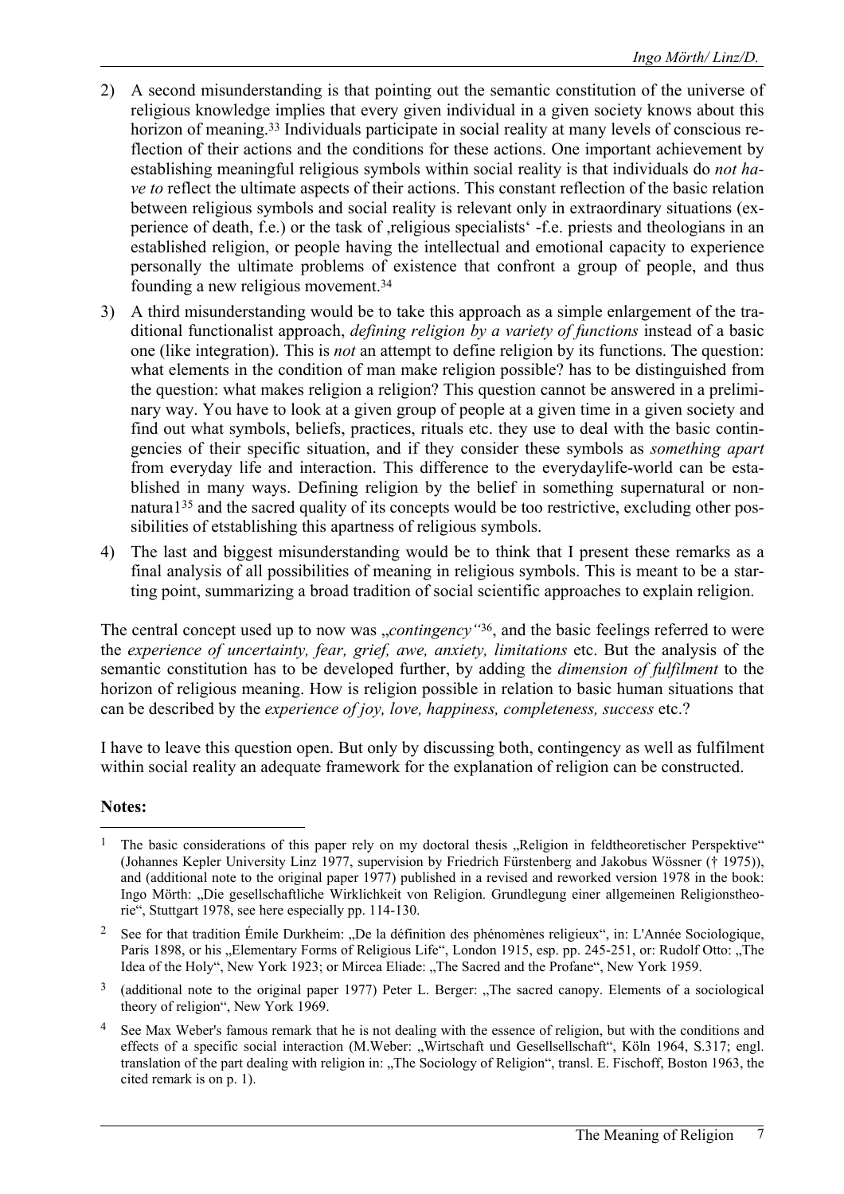2) A second misunderstanding is that pointing out the semantic constitution of the universe of religious knowledge implies that every given individual in a given society knows about this horizon of meaning.[33] Individuals participate in social reality at many levels of conscious reflection of their actions and the conditions for these actions. One important achievement by establishing meaningful religious symbols within social reality is that individuals do *not have to* reflect the ultimate aspects of their actions. This constant reflection of the basic relation between religious symbols and social reality is relevant only in extraordinary situations (experience of death, f.e.) or the task of ‚religious specialists' -f.e. priests and theologians in an established religion, or people having the intellectual and emotional capacity to experience personally the ultimate problems of existence that confront a group of people, and thus founding a new religious movement.[34]

3) A third misunderstanding would be to take this approach as a simple enlargement of the traditional functionalist approach, *defining religion by a variety of functions* instead of a basic one (like integration). This is *not* an attempt to define religion by its functions. The question: what elements in the condition of man make religion possible? has to be distinguished from the question: what makes religion a religion? This question cannot be answered in a preliminary way. You have to look at a given group of people at a given time in a given society and find out what symbols, beliefs, practices, rituals etc. they use to deal with the basic contingencies of their specific situation, and if they consider these symbols as *something apart* from everyday life and interaction. This difference to the everydaylife-world can be established in many ways. Defining religion by the belief in something supernatural or nonnatura1[35] and the sacred quality of its concepts would be too restrictive, excluding other possibilities of etstablishing this apartness of religious symbols.

4) The last and biggest misunderstanding would be to think that I present these remarks as a final analysis of all possibilities of meaning in religious symbols. This is meant to be a starting point, summarizing a broad tradition of social scientific approaches to explain religion.

The central concept used up to now was „*contingency*"[36], and the basic feelings referred to were the *experience of uncertainty, fear, grief, awe, anxiety, limitations* etc. But the analysis of the semantic constitution has to be developed further, by adding the *dimension of fulfilment* to the horizon of religious meaning. How is religion possible in relation to basic human situations that can be described by the *experience of joy, love, happiness, completeness, success* etc.?

I have to leave this question open. But only by discussing both, contingency as well as fulfilment within social reality an adequate framework for the explanation of religion can be constructed.

**Notes:**

[1] The basic considerations of this paper rely on my doctoral thesis „Religion in feldtheoretischer Perspektive" (Johannes Kepler University Linz 1977, supervision by Friedrich Fürstenberg and Jakobus Wössner († 1975)), and (additional note to the original paper 1977) published in a revised and reworked version 1978 in the book: Ingo Mörth: „Die gesellschaftliche Wirklichkeit von Religion. Grundlegung einer allgemeinen Religionstheorie", Stuttgart 1978, see here especially pp. 114-130.

[2] See for that tradition Émile Durkheim: „De la définition des phénomènes religieux", in: L'Année Sociologique, Paris 1898, or his „Elementary Forms of Religious Life", London 1915, esp. pp. 245-251, or: Rudolf Otto: „The Idea of the Holy", New York 1923; or Mircea Eliade: „The Sacred and the Profane", New York 1959.

[3] (additional note to the original paper 1977) Peter L. Berger: „The sacred canopy. Elements of a sociological theory of religion", New York 1969.

[4] See Max Weber's famous remark that he is not dealing with the essence of religion, but with the conditions and effects of a specific social interaction (M.Weber: „Wirtschaft und Gesellsellschaft", Köln 1964, S.317; engl. translation of the part dealing with religion in: „The Sociology of Religion", transl. E. Fischoff, Boston 1963, the cited remark is on p. 1).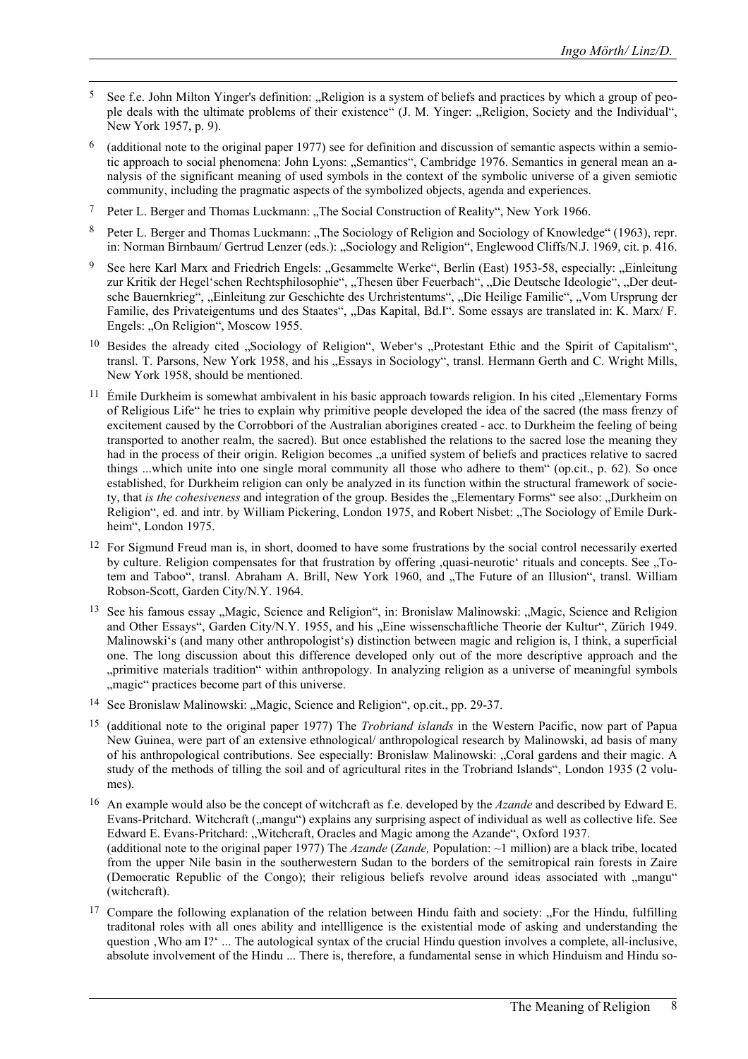[5] See f.e. John Milton Yinger's definition: „Religion is a system of beliefs and practices by which a group of people deals with the ultimate problems of their existence" (J. M. Yinger: „Religion, Society and the Individual", New York 1957, p. 9).

[6] (additional note to the original paper 1977) see for definition and discussion of semantic aspects within a semiotic approach to social phenomena: John Lyons: „Semantics", Cambridge 1976. Semantics in general mean an analysis of the significant meaning of used symbols in the context of the symbolic universe of a given semiotic community, including the pragmatic aspects of the symbolized objects, agenda and experiences.

[7] Peter L. Berger and Thomas Luckmann: „The Social Construction of Reality", New York 1966.

[8] Peter L. Berger and Thomas Luckmann: „The Sociology of Religion and Sociology of Knowledge" (1963), repr. in: Norman Birnbaum/ Gertrud Lenzer (eds.): „Sociology and Religion", Englewood Cliffs/N.J. 1969, cit. p. 416.

[9] See here Karl Marx and Friedrich Engels: „Gesammelte Werke", Berlin (East) 1953-58, especially: „Einleitung zur Kritik der Hegel'schen Rechtsphilosophie", „Thesen über Feuerbach", „Die Deutsche Ideologie", „Der deutsche Bauernkrieg", „Einleitung zur Geschichte des Urchristentums", „Die Heilige Familie", „Vom Ursprung der Familie, des Privateigentums und des Staates", „Das Kapital, Bd.I". Some essays are translated in: K. Marx/ F. Engels: „On Religion", Moscow 1955.

[10] Besides the already cited „Sociology of Religion", Weber's „Protestant Ethic and the Spirit of Capitalism", transl. T. Parsons, New York 1958, and his „Essays in Sociology", transl. Hermann Gerth and C. Wright Mills, New York 1958, should be mentioned.

[11] Émile Durkheim is somewhat ambivalent in his basic approach towards religion. In his cited „Elementary Forms of Religious Life" he tries to explain why primitive people developed the idea of the sacred (the mass frenzy of excitement caused by the Corrobbori of the Australian aborigines created - acc. to Durkheim the feeling of being transported to another realm, the sacred). But once established the relations to the sacred lose the meaning they had in the process of their origin. Religion becomes „a unified system of beliefs and practices relative to sacred things ...which unite into one single moral community all those who adhere to them" (op.cit., p. 62). So once established, for Durkheim religion can only be analyzed in its function within the structural framework of society, that *is the cohesiveness* and integration of the group. Besides the „Elementary Forms" see also: „Durkheim on Religion", ed. and intr. by William Pickering, London 1975, and Robert Nisbet: „The Sociology of Emile Durkheim", London 1975.

[12] For Sigmund Freud man is, in short, doomed to have some frustrations by the social control necessarily exerted by culture. Religion compensates for that frustration by offering ‚quasi-neurotic' rituals and concepts. See „Totem and Taboo", transl. Abraham A. Brill, New York 1960, and „The Future of an Illusion", transl. William Robson-Scott, Garden City/N.Y. 1964.

[13] See his famous essay „Magic, Science and Religion", in: Bronislaw Malinowski: „Magic, Science and Religion and Other Essays", Garden City/N.Y. 1955, and his „Eine wissenschaftliche Theorie der Kultur", Zürich 1949. Malinowski's (and many other anthropologist's) distinction between magic and religion is, I think, a superficial one. The long discussion about this difference developed only out of the more descriptive approach and the „primitive materials tradition" within anthropology. In analyzing religion as a universe of meaningful symbols „magic" practices become part of this universe.

[14] See Bronislaw Malinowski: „Magic, Science and Religion", op.cit., pp. 29-37.

[15] (additional note to the original paper 1977) The *Trobriand islands* in the Western Pacific, now part of Papua New Guinea, were part of an extensive ethnological/ anthropological research by Malinowski, ad basis of many of his anthropological contributions. See especially: Bronislaw Malinowski: „Coral gardens and their magic. A study of the methods of tilling the soil and of agricultural rites in the Trobriand Islands", London 1935 (2 volumes).

[16] An example would also be the concept of witchcraft as f.e. developed by the *Azande* and described by Edward E. Evans-Pritchard. Witchcraft („mangu") explains any surprising aspect of individual as well as collective life. See Edward E. Evans-Pritchard: „Witchcraft, Oracles and Magic among the Azande", Oxford 1937.
(additional note to the original paper 1977) The *Azande* (*Zande,* Population: ~1 million) are a black tribe, located from the upper Nile basin in the southerwestern Sudan to the borders of the semitropical rain forests in Zaire (Democratic Republic of the Congo); their religious beliefs revolve around ideas associated with „mangu" (witchcraft).

[17] Compare the following explanation of the relation between Hindu faith and society: „For the Hindu, fulfilling traditonal roles with all ones ability and intellligence is the existential mode of asking and understanding the question ‚Who am I?' ... The autological syntax of the crucial Hindu question involves a complete, all-inclusive, absolute involvement of the Hindu ... There is, therefore, a fundamental sense in which Hinduism and Hindu so-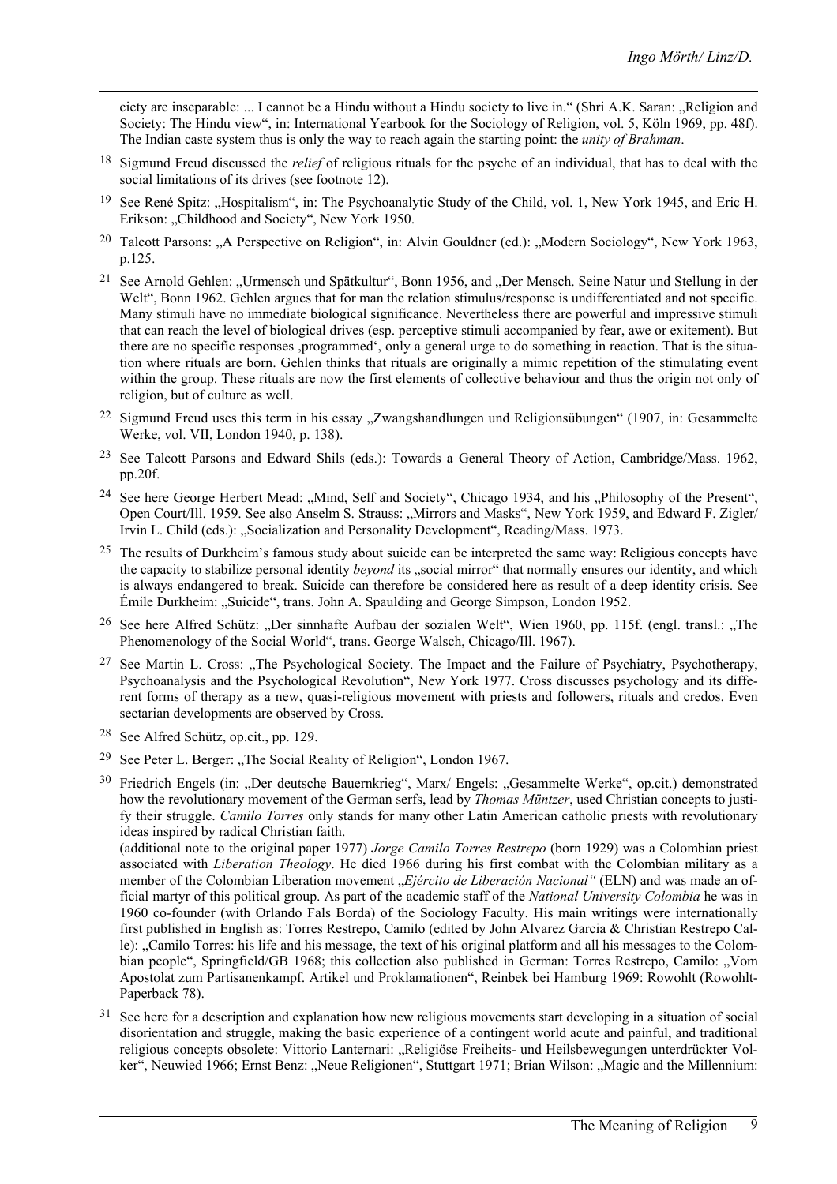ciety are inseparable: ... I cannot be a Hindu without a Hindu society to live in." (Shri A.K. Saran: „Religion and Society: The Hindu view", in: International Yearbook for the Sociology of Religion, vol. 5, Köln 1969, pp. 48f). The Indian caste system thus is only the way to reach again the starting point: the *unity of Brahman*.

[18] Sigmund Freud discussed the *relief* of religious rituals for the psyche of an individual, that has to deal with the social limitations of its drives (see footnote 12).

[19] See René Spitz: „Hospitalism", in: The Psychoanalytic Study of the Child, vol. 1, New York 1945, and Eric H. Erikson: „Childhood and Society", New York 1950.

[20] Talcott Parsons: „A Perspective on Religion", in: Alvin Gouldner (ed.): „Modern Sociology", New York 1963, p.125.

[21] See Arnold Gehlen: „Urmensch und Spätkultur", Bonn 1956, and „Der Mensch. Seine Natur und Stellung in der Welt", Bonn 1962. Gehlen argues that for man the relation stimulus/response is undifferentiated and not specific. Many stimuli have no immediate biological significance. Nevertheless there are powerful and impressive stimuli that can reach the level of biological drives (esp. perceptive stimuli accompanied by fear, awe or exitement). But there are no specific responses ‚programmed', only a general urge to do something in reaction. That is the situation where rituals are born. Gehlen thinks that rituals are originally a mimic repetition of the stimulating event within the group. These rituals are now the first elements of collective behaviour and thus the origin not only of religion, but of culture as well.

[22] Sigmund Freud uses this term in his essay „Zwangshandlungen und Religionsübungen" (1907, in: Gesammelte Werke, vol. VII, London 1940, p. 138).

[23] See Talcott Parsons and Edward Shils (eds.): Towards a General Theory of Action, Cambridge/Mass. 1962, pp.20f.

[24] See here George Herbert Mead: „Mind, Self and Society", Chicago 1934, and his „Philosophy of the Present", Open Court/Ill. 1959. See also Anselm S. Strauss: „Mirrors and Masks", New York 1959, and Edward F. Zigler/ Irvin L. Child (eds.): „Socialization and Personality Development", Reading/Mass. 1973.

[25] The results of Durkheim's famous study about suicide can be interpreted the same way: Religious concepts have the capacity to stabilize personal identity *beyond* its „social mirror" that normally ensures our identity, and which is always endangered to break. Suicide can therefore be considered here as result of a deep identity crisis. See Émile Durkheim: „Suicide", trans. John A. Spaulding and George Simpson, London 1952.

[26] See here Alfred Schütz: „Der sinnhafte Aufbau der sozialen Welt", Wien 1960, pp. 115f. (engl. transl.: „The Phenomenology of the Social World", trans. George Walsch, Chicago/Ill. 1967).

[27] See Martin L. Cross: „The Psychological Society. The Impact and the Failure of Psychiatry, Psychotherapy, Psychoanalysis and the Psychological Revolution", New York 1977. Cross discusses psychology and its different forms of therapy as a new, quasi-religious movement with priests and followers, rituals and credos. Even sectarian developments are observed by Cross.

[28] See Alfred Schütz, op.cit., pp. 129.

[29] See Peter L. Berger: „The Social Reality of Religion", London 1967.

[30] Friedrich Engels (in: „Der deutsche Bauernkrieg", Marx/ Engels: „Gesammelte Werke", op.cit.) demonstrated how the revolutionary movement of the German serfs, lead by *Thomas Müntzer*, used Christian concepts to justify their struggle. *Camilo Torres* only stands for many other Latin American catholic priests with revolutionary ideas inspired by radical Christian faith.
(additional note to the original paper 1977) *Jorge Camilo Torres Restrepo* (born 1929) was a Colombian priest associated with *Liberation Theology*. He died 1966 during his first combat with the Colombian military as a member of the Colombian Liberation movement „*Ejército de Liberación Nacional"* (ELN) and was made an official martyr of this political group. As part of the academic staff of the *National University Colombia* he was in 1960 co-founder (with Orlando Fals Borda) of the Sociology Faculty. His main writings were internationally first published in English as: Torres Restrepo, Camilo (edited by John Alvarez Garcia & Christian Restrepo Calle): „Camilo Torres: his life and his message, the text of his original platform and all his messages to the Colombian people", Springfield/GB 1968; this collection also published in German: Torres Restrepo, Camilo: „Vom Apostolat zum Partisanenkampf. Artikel und Proklamationen", Reinbek bei Hamburg 1969: Rowohlt (Rowohlt-Paperback 78).

[31] See here for a description and explanation how new religious movements start developing in a situation of social disorientation and struggle, making the basic experience of a contingent world acute and painful, and traditional religious concepts obsolete: Vittorio Lanternari: „Religiöse Freiheits- und Heilsbewegungen unterdrückter Völker", Neuwied 1966; Ernst Benz: „Neue Religionen", Stuttgart 1971; Brian Wilson: „Magic and the Millennium: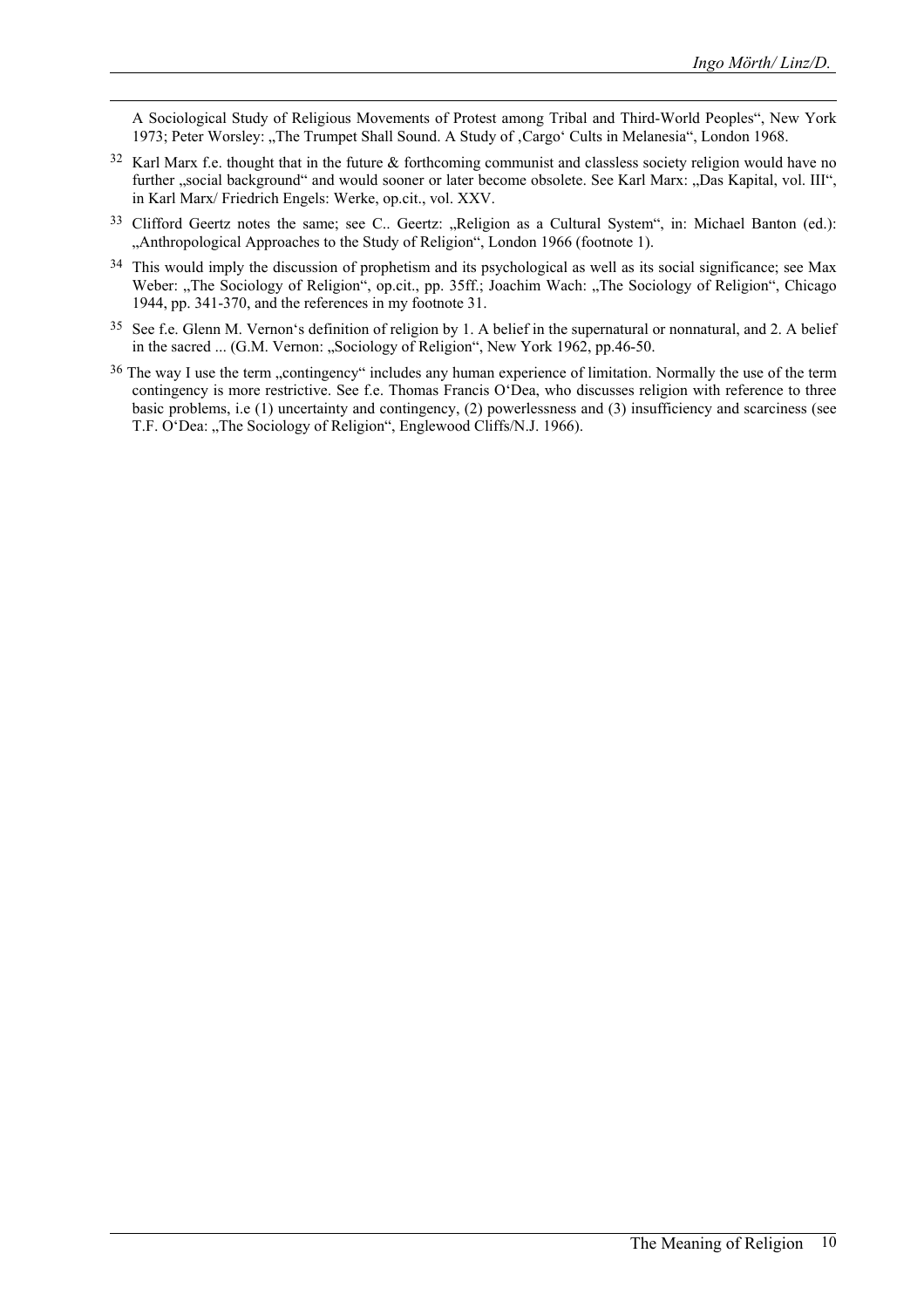A Sociological Study of Religious Movements of Protest among Tribal and Third-World Peoples", New York 1973; Peter Worsley: „The Trumpet Shall Sound. A Study of ‚Cargo' Cults in Melanesia", London 1968.

[32] Karl Marx f.e. thought that in the future & forthcoming communist and classless society religion would have no further „social background" and would sooner or later become obsolete. See Karl Marx: „Das Kapital, vol. III", in Karl Marx/ Friedrich Engels: Werke, op.cit., vol. XXV.

[33] Clifford Geertz notes the same; see C.. Geertz: „Religion as a Cultural System", in: Michael Banton (ed.): „Anthropological Approaches to the Study of Religion", London 1966 (footnote 1).

[34] This would imply the discussion of prophetism and its psychological as well as its social significance; see Max Weber: „The Sociology of Religion", op.cit., pp. 35ff.; Joachim Wach: „The Sociology of Religion", Chicago 1944, pp. 341-370, and the references in my footnote 31.

[35] See f.e. Glenn M. Vernon's definition of religion by 1. A belief in the supernatural or nonnatural, and 2. A belief in the sacred ... (G.M. Vernon: „Sociology of Religion", New York 1962, pp.46-50.

[36] The way I use the term „contingency" includes any human experience of limitation. Normally the use of the term contingency is more restrictive. See f.e. Thomas Francis O'Dea, who discusses religion with reference to three basic problems, i.e (1) uncertainty and contingency, (2) powerlessness and (3) insufficiency and scarciness (see T.F. O'Dea: „The Sociology of Religion", Englewood Cliffs/N.J. 1966).